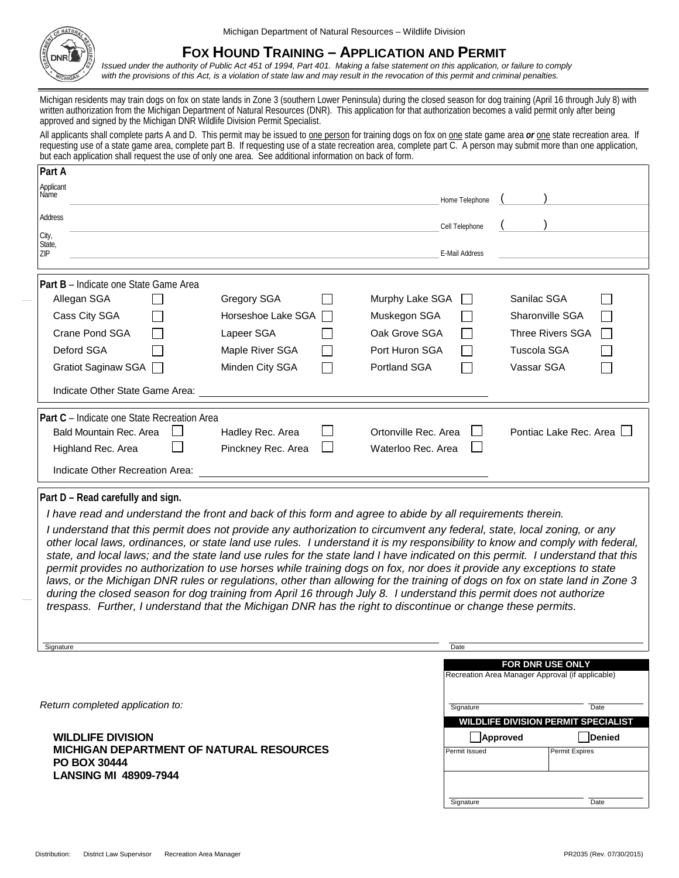Michigan Department of Natural Resources – Wildlife Division

# FOX HOUND TRAINING – APPLICATION AND PERMIT

*Issued under the authority of Public Act 451 of 1994, Part 401. Making a false statement on this application, or failure to comply with the provisions of this Act, is a violation of state law and may result in the revocation of this permit and criminal penalties.*

Michigan residents may train dogs on fox on state lands in Zone 3 (southern Lower Peninsula) during the closed season for dog training (April 16 through July 8) with written authorization from the Michigan Department of Natural Resources (DNR). This application for that authorization becomes a valid permit only after being approved and signed by the Michigan DNR Wildlife Division Permit Specialist.

All applicants shall complete parts A and D. This permit may be issued to one person for training dogs on fox on one state game area ***or*** one state recreation area. If requesting use of a state game area, complete part B. If requesting use of a state recreation area, complete part C. A person may submit more than one application, but each application shall request the use of only one area. See additional information on back of form.

## Part A

| | | | |
|---|---|---|---|
| Applicant Name | | Home Telephone | ( ) |
| Address | | Cell Telephone | ( ) |
| City, State, ZIP | | E-Mail Address | |

## Part B – Indicate one State Game Area

| | | | |
|---|---|---|---|
| Allegan SGA ☐ | Gregory SGA ☐ | Murphy Lake SGA ☐ | Sanilac SGA ☐ |
| Cass City SGA ☐ | Horseshoe Lake SGA ☐ | Muskegon SGA ☐ | Sharonville SGA ☐ |
| Crane Pond SGA ☐ | Lapeer SGA ☐ | Oak Grove SGA ☐ | Three Rivers SGA ☐ |
| Deford SGA ☐ | Maple River SGA ☐ | Port Huron SGA ☐ | Tuscola SGA ☐ |
| Gratiot Saginaw SGA ☐ | Minden City SGA ☐ | Portland SGA ☐ | Vassar SGA ☐ |

Indicate Other State Game Area: ______________________

## Part C – Indicate one State Recreation Area

| | | | |
|---|---|---|---|
| Bald Mountain Rec. Area ☐ | Hadley Rec. Area ☐ | Ortonville Rec. Area ☐ | Pontiac Lake Rec. Area ☐ |
| Highland Rec. Area ☐ | Pinckney Rec. Area ☐ | Waterloo Rec. Area ☐ | |

Indicate Other Recreation Area: ______________________

## Part D – Read carefully and sign.

*I have read and understand the front and back of this form and agree to abide by all requirements therein.*

*I understand that this permit does not provide any authorization to circumvent any federal, state, local zoning, or any other local laws, ordinances, or state land use rules. I understand it is my responsibility to know and comply with federal, state, and local laws; and the state land use rules for the state land I have indicated on this permit. I understand that this permit provides no authorization to use horses while training dogs on fox, nor does it provide any exceptions to state laws, or the Michigan DNR rules or regulations, other than allowing for the training of dogs on fox on state land in Zone 3 during the closed season for dog training from April 16 through July 8. I understand this permit does not authorize trespass. Further, I understand that the Michigan DNR has the right to discontinue or change these permits.*

Signature ______________________ Date __________

*Return completed application to:*

**WILDLIFE DIVISION**
**MICHIGAN DEPARTMENT OF NATURAL RESOURCES**
**PO BOX 30444**
**LANSING MI 48909-7944**

**FOR DNR USE ONLY**

Recreation Area Manager Approval (if applicable)

Signature ______________ Date ________

**WILDLIFE DIVISION PERMIT SPECIALIST**

☐ **Approved** ☐ **Denied**

| Permit Issued | Permit Expires |
|---|---|
| | |

Signature ______________ Date ________

Distribution: District Law Supervisor Recreation Area Manager

PR2035 (Rev. 07/30/2015)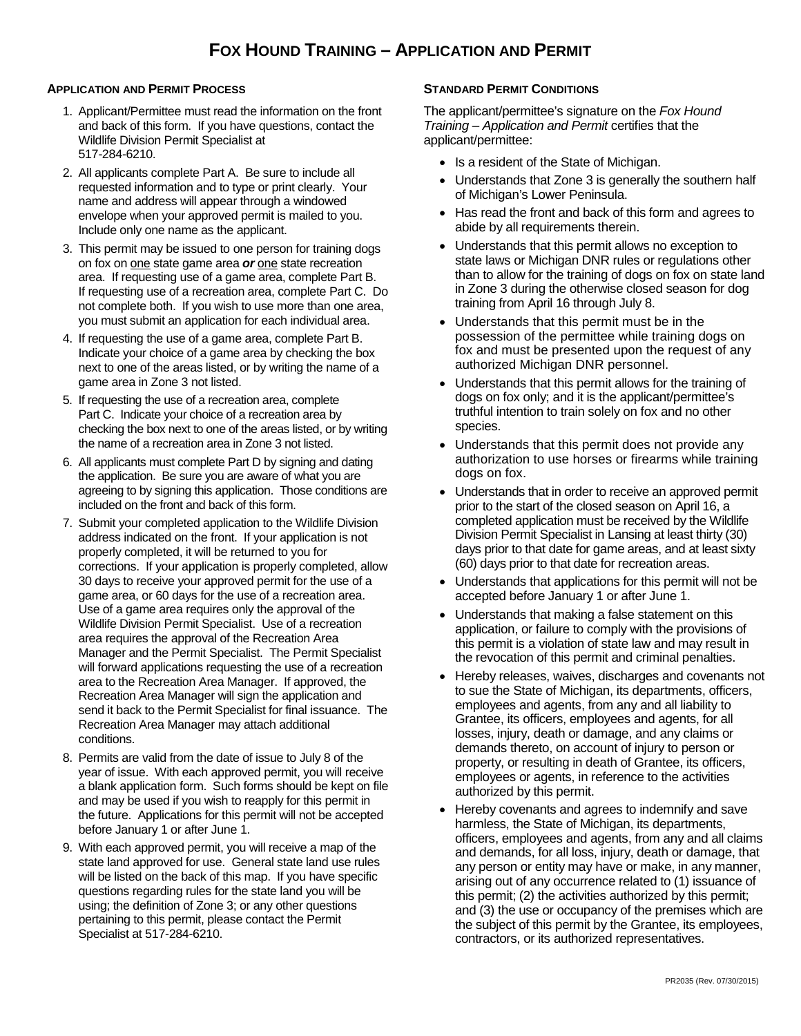# Fox Hound Training – Application and Permit

### Application and Permit Process

1. Applicant/Permittee must read the information on the front and back of this form. If you have questions, contact the Wildlife Division Permit Specialist at 517-284-6210.
2. All applicants complete Part A. Be sure to include all requested information and to type or print clearly. Your name and address will appear through a windowed envelope when your approved permit is mailed to you. Include only one name as the applicant.
3. This permit may be issued to one person for training dogs on fox on one state game area ***or*** one state recreation area. If requesting use of a game area, complete Part B. If requesting use of a recreation area, complete Part C. Do not complete both. If you wish to use more than one area, you must submit an application for each individual area.
4. If requesting the use of a game area, complete Part B. Indicate your choice of a game area by checking the box next to one of the areas listed, or by writing the name of a game area in Zone 3 not listed.
5. If requesting the use of a recreation area, complete Part C. Indicate your choice of a recreation area by checking the box next to one of the areas listed, or by writing the name of a recreation area in Zone 3 not listed.
6. All applicants must complete Part D by signing and dating the application. Be sure you are aware of what you are agreeing to by signing this application. Those conditions are included on the front and back of this form.
7. Submit your completed application to the Wildlife Division address indicated on the front. If your application is not properly completed, it will be returned to you for corrections. If your application is properly completed, allow 30 days to receive your approved permit for the use of a game area, or 60 days for the use of a recreation area. Use of a game area requires only the approval of the Wildlife Division Permit Specialist. Use of a recreation area requires the approval of the Recreation Area Manager and the Permit Specialist. The Permit Specialist will forward applications requesting the use of a recreation area to the Recreation Area Manager. If approved, the Recreation Area Manager will sign the application and send it back to the Permit Specialist for final issuance. The Recreation Area Manager may attach additional conditions.
8. Permits are valid from the date of issue to July 8 of the year of issue. With each approved permit, you will receive a blank application form. Such forms should be kept on file and may be used if you wish to reapply for this permit in the future. Applications for this permit will not be accepted before January 1 or after June 1.
9. With each approved permit, you will receive a map of the state land approved for use. General state land use rules will be listed on the back of this map. If you have specific questions regarding rules for the state land you will be using; the definition of Zone 3; or any other questions pertaining to this permit, please contact the Permit Specialist at 517-284-6210.

### Standard Permit Conditions

The applicant/permittee's signature on the *Fox Hound Training – Application and Permit* certifies that the applicant/permittee:

- Is a resident of the State of Michigan.
- Understands that Zone 3 is generally the southern half of Michigan's Lower Peninsula.
- Has read the front and back of this form and agrees to abide by all requirements therein.
- Understands that this permit allows no exception to state laws or Michigan DNR rules or regulations other than to allow for the training of dogs on fox on state land in Zone 3 during the otherwise closed season for dog training from April 16 through July 8.
- Understands that this permit must be in the possession of the permittee while training dogs on fox and must be presented upon the request of any authorized Michigan DNR personnel.
- Understands that this permit allows for the training of dogs on fox only; and it is the applicant/permittee's truthful intention to train solely on fox and no other species.
- Understands that this permit does not provide any authorization to use horses or firearms while training dogs on fox.
- Understands that in order to receive an approved permit prior to the start of the closed season on April 16, a completed application must be received by the Wildlife Division Permit Specialist in Lansing at least thirty (30) days prior to that date for game areas, and at least sixty (60) days prior to that date for recreation areas.
- Understands that applications for this permit will not be accepted before January 1 or after June 1.
- Understands that making a false statement on this application, or failure to comply with the provisions of this permit is a violation of state law and may result in the revocation of this permit and criminal penalties.
- Hereby releases, waives, discharges and covenants not to sue the State of Michigan, its departments, officers, employees and agents, from any and all liability to Grantee, its officers, employees and agents, for all losses, injury, death or damage, and any claims or demands thereto, on account of injury to person or property, or resulting in death of Grantee, its officers, employees or agents, in reference to the activities authorized by this permit.
- Hereby covenants and agrees to indemnify and save harmless, the State of Michigan, its departments, officers, employees and agents, from any and all claims and demands, for all loss, injury, death or damage, that any person or entity may have or make, in any manner, arising out of any occurrence related to (1) issuance of this permit; (2) the activities authorized by this permit; and (3) the use or occupancy of the premises which are the subject of this permit by the Grantee, its employees, contractors, or its authorized representatives.

PR2035 (Rev. 07/30/2015)